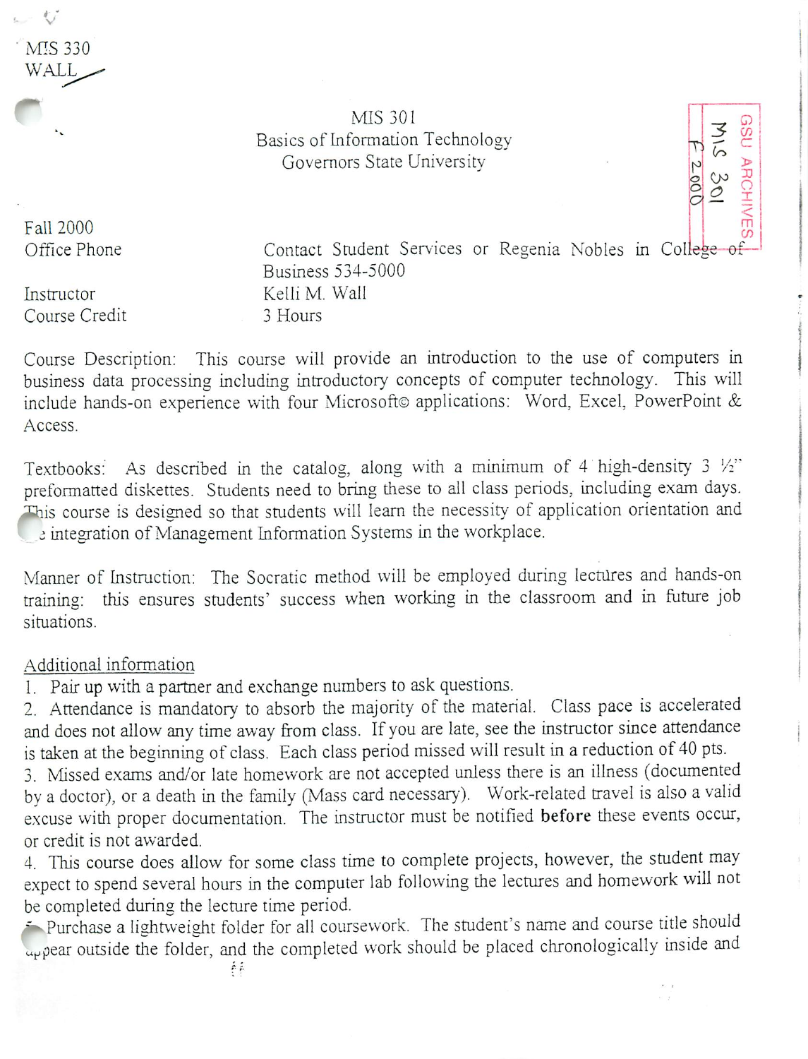MIS 330
WALL

MIS 301
Basics of Information Technology
Governors State University

GSU ARCHIVES
MIS 301
F 2000

Fall 2000

Office Phone: Contact Student Services or Regenia Nobles in College of Business 534-5000

Instructor: Kelli M. Wall

Course Credit: 3 Hours

Course Description: This course will provide an introduction to the use of computers in business data processing including introductory concepts of computer technology. This will include hands-on experience with four Microsoft© applications: Word, Excel, PowerPoint & Access.

Textbooks: As described in the catalog, along with a minimum of 4 high-density 3 ½" preformatted diskettes. Students need to bring these to all class periods, including exam days. This course is designed so that students will learn the necessity of application orientation and the integration of Management Information Systems in the workplace.

Manner of Instruction: The Socratic method will be employed during lectures and hands-on training: this ensures students' success when working in the classroom and in future job situations.

Additional information

1. Pair up with a partner and exchange numbers to ask questions.
2. Attendance is mandatory to absorb the majority of the material. Class pace is accelerated and does not allow any time away from class. If you are late, see the instructor since attendance is taken at the beginning of class. Each class period missed will result in a reduction of 40 pts.
3. Missed exams and/or late homework are not accepted unless there is an illness (documented by a doctor), or a death in the family (Mass card necessary). Work-related travel is also a valid excuse with proper documentation. The instructor must be notified **before** these events occur, or credit is not awarded.
4. This course does allow for some class time to complete projects, however, the student may expect to spend several hours in the computer lab following the lectures and homework will not be completed during the lecture time period.
5. Purchase a lightweight folder for all coursework. The student's name and course title should appear outside the folder, and the completed work should be placed chronologically inside and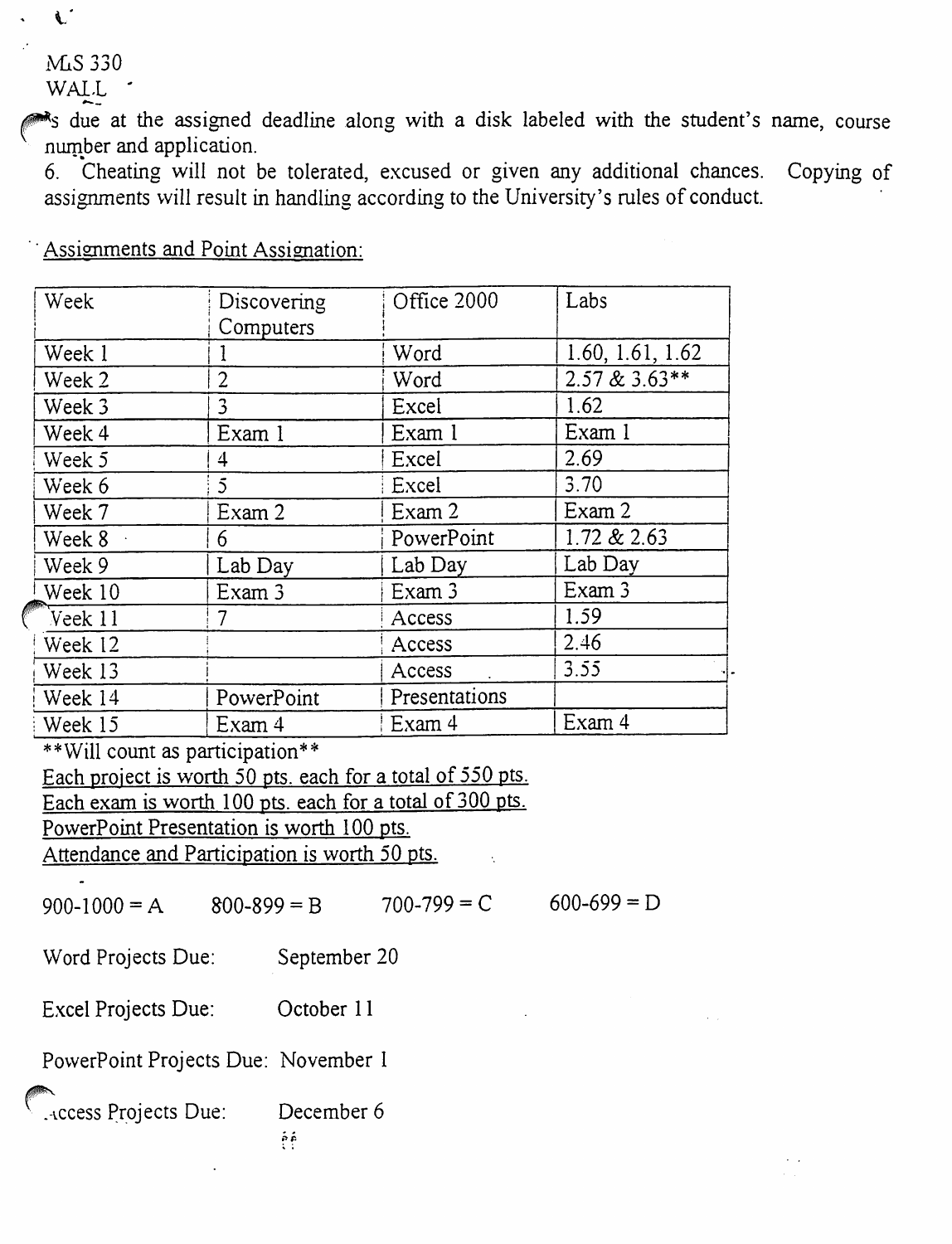MIS 330
WALL

s due at the assigned deadline along with a disk labeled with the student's name, course number and application.

6. Cheating will not be tolerated, excused or given any additional chances. Copying of assignments will result in handling according to the University's rules of conduct.

Assignments and Point Assignation:

| Week | Discovering Computers | Office 2000 | Labs |
|---|---|---|---|
| Week 1 | 1 | Word | 1.60, 1.61, 1.62 |
| Week 2 | 2 | Word | 2.57 & 3.63** |
| Week 3 | 3 | Excel | 1.62 |
| Week 4 | Exam 1 | Exam 1 | Exam 1 |
| Week 5 | 4 | Excel | 2.69 |
| Week 6 | 5 | Excel | 3.70 |
| Week 7 | Exam 2 | Exam 2 | Exam 2 |
| Week 8 | 6 | PowerPoint | 1.72 & 2.63 |
| Week 9 | Lab Day | Lab Day | Lab Day |
| Week 10 | Exam 3 | Exam 3 | Exam 3 |
| Week 11 | 7 | Access | 1.59 |
| Week 12 | | Access | 2.46 |
| Week 13 | | Access | 3.55 |
| Week 14 | PowerPoint | Presentations | |
| Week 15 | Exam 4 | Exam 4 | Exam 4 |

**Will count as participation**

Each project is worth 50 pts. each for a total of 550 pts.
Each exam is worth 100 pts. each for a total of 300 pts.
PowerPoint Presentation is worth 100 pts.
Attendance and Participation is worth 50 pts.

900-1000 = A 800-899 = B 700-799 = C 600-699 = D

Word Projects Due: September 20

Excel Projects Due: October 11

PowerPoint Projects Due: November 1

Access Projects Due: December 6